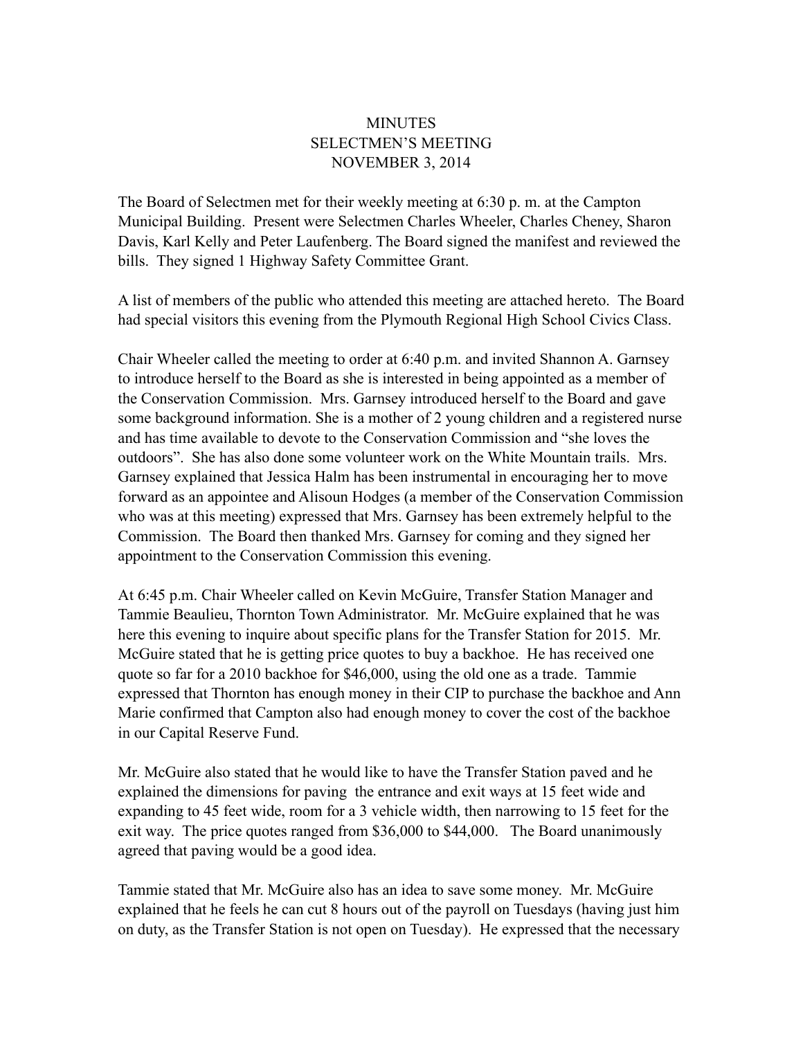# MINUTES
## SELECTMEN'S MEETING
## NOVEMBER 3, 2014

The Board of Selectmen met for their weekly meeting at 6:30 p. m. at the Campton Municipal Building. Present were Selectmen Charles Wheeler, Charles Cheney, Sharon Davis, Karl Kelly and Peter Laufenberg. The Board signed the manifest and reviewed the bills. They signed 1 Highway Safety Committee Grant.

A list of members of the public who attended this meeting are attached hereto. The Board had special visitors this evening from the Plymouth Regional High School Civics Class.

Chair Wheeler called the meeting to order at 6:40 p.m. and invited Shannon A. Garnsey to introduce herself to the Board as she is interested in being appointed as a member of the Conservation Commission. Mrs. Garnsey introduced herself to the Board and gave some background information. She is a mother of 2 young children and a registered nurse and has time available to devote to the Conservation Commission and "she loves the outdoors". She has also done some volunteer work on the White Mountain trails. Mrs. Garnsey explained that Jessica Halm has been instrumental in encouraging her to move forward as an appointee and Alisoun Hodges (a member of the Conservation Commission who was at this meeting) expressed that Mrs. Garnsey has been extremely helpful to the Commission. The Board then thanked Mrs. Garnsey for coming and they signed her appointment to the Conservation Commission this evening.

At 6:45 p.m. Chair Wheeler called on Kevin McGuire, Transfer Station Manager and Tammie Beaulieu, Thornton Town Administrator. Mr. McGuire explained that he was here this evening to inquire about specific plans for the Transfer Station for 2015. Mr. McGuire stated that he is getting price quotes to buy a backhoe. He has received one quote so far for a 2010 backhoe for $46,000, using the old one as a trade. Tammie expressed that Thornton has enough money in their CIP to purchase the backhoe and Ann Marie confirmed that Campton also had enough money to cover the cost of the backhoe in our Capital Reserve Fund.

Mr. McGuire also stated that he would like to have the Transfer Station paved and he explained the dimensions for paving the entrance and exit ways at 15 feet wide and expanding to 45 feet wide, room for a 3 vehicle width, then narrowing to 15 feet for the exit way. The price quotes ranged from $36,000 to $44,000. The Board unanimously agreed that paving would be a good idea.

Tammie stated that Mr. McGuire also has an idea to save some money. Mr. McGuire explained that he feels he can cut 8 hours out of the payroll on Tuesdays (having just him on duty, as the Transfer Station is not open on Tuesday). He expressed that the necessary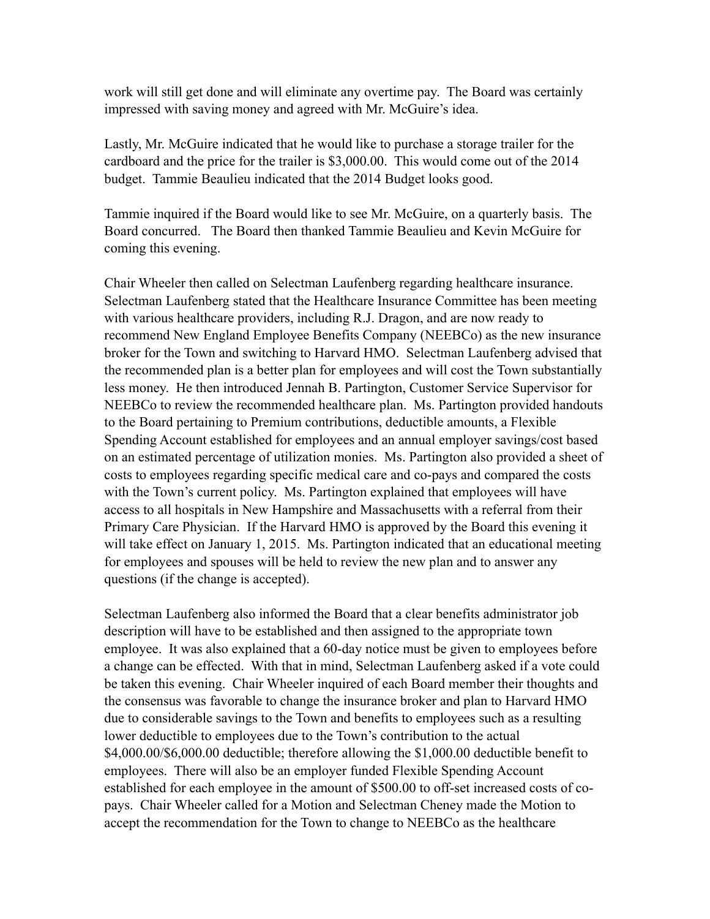work will still get done and will eliminate any overtime pay. The Board was certainly impressed with saving money and agreed with Mr. McGuire's idea.

Lastly, Mr. McGuire indicated that he would like to purchase a storage trailer for the cardboard and the price for the trailer is $3,000.00. This would come out of the 2014 budget. Tammie Beaulieu indicated that the 2014 Budget looks good.

Tammie inquired if the Board would like to see Mr. McGuire, on a quarterly basis. The Board concurred. The Board then thanked Tammie Beaulieu and Kevin McGuire for coming this evening.

Chair Wheeler then called on Selectman Laufenberg regarding healthcare insurance. Selectman Laufenberg stated that the Healthcare Insurance Committee has been meeting with various healthcare providers, including R.J. Dragon, and are now ready to recommend New England Employee Benefits Company (NEEBCo) as the new insurance broker for the Town and switching to Harvard HMO. Selectman Laufenberg advised that the recommended plan is a better plan for employees and will cost the Town substantially less money. He then introduced Jennah B. Partington, Customer Service Supervisor for NEEBCo to review the recommended healthcare plan. Ms. Partington provided handouts to the Board pertaining to Premium contributions, deductible amounts, a Flexible Spending Account established for employees and an annual employer savings/cost based on an estimated percentage of utilization monies. Ms. Partington also provided a sheet of costs to employees regarding specific medical care and co-pays and compared the costs with the Town's current policy. Ms. Partington explained that employees will have access to all hospitals in New Hampshire and Massachusetts with a referral from their Primary Care Physician. If the Harvard HMO is approved by the Board this evening it will take effect on January 1, 2015. Ms. Partington indicated that an educational meeting for employees and spouses will be held to review the new plan and to answer any questions (if the change is accepted).

Selectman Laufenberg also informed the Board that a clear benefits administrator job description will have to be established and then assigned to the appropriate town employee. It was also explained that a 60-day notice must be given to employees before a change can be effected. With that in mind, Selectman Laufenberg asked if a vote could be taken this evening. Chair Wheeler inquired of each Board member their thoughts and the consensus was favorable to change the insurance broker and plan to Harvard HMO due to considerable savings to the Town and benefits to employees such as a resulting lower deductible to employees due to the Town's contribution to the actual $4,000.00/$6,000.00 deductible; therefore allowing the $1,000.00 deductible benefit to employees. There will also be an employer funded Flexible Spending Account established for each employee in the amount of $500.00 to off-set increased costs of co-pays. Chair Wheeler called for a Motion and Selectman Cheney made the Motion to accept the recommendation for the Town to change to NEEBCo as the healthcare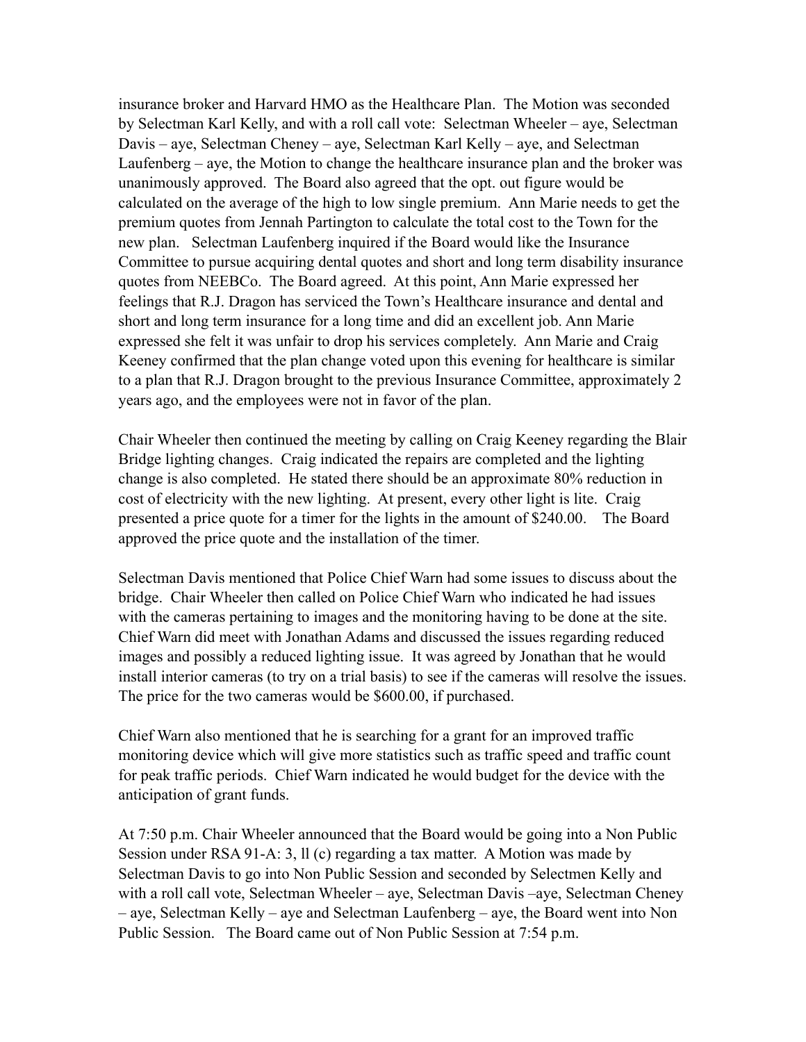insurance broker and Harvard HMO as the Healthcare Plan. The Motion was seconded by Selectman Karl Kelly, and with a roll call vote: Selectman Wheeler – aye, Selectman Davis – aye, Selectman Cheney – aye, Selectman Karl Kelly – aye, and Selectman Laufenberg – aye, the Motion to change the healthcare insurance plan and the broker was unanimously approved. The Board also agreed that the opt. out figure would be calculated on the average of the high to low single premium. Ann Marie needs to get the premium quotes from Jennah Partington to calculate the total cost to the Town for the new plan. Selectman Laufenberg inquired if the Board would like the Insurance Committee to pursue acquiring dental quotes and short and long term disability insurance quotes from NEEBCo. The Board agreed. At this point, Ann Marie expressed her feelings that R.J. Dragon has serviced the Town's Healthcare insurance and dental and short and long term insurance for a long time and did an excellent job. Ann Marie expressed she felt it was unfair to drop his services completely. Ann Marie and Craig Keeney confirmed that the plan change voted upon this evening for healthcare is similar to a plan that R.J. Dragon brought to the previous Insurance Committee, approximately 2 years ago, and the employees were not in favor of the plan.

Chair Wheeler then continued the meeting by calling on Craig Keeney regarding the Blair Bridge lighting changes. Craig indicated the repairs are completed and the lighting change is also completed. He stated there should be an approximate 80% reduction in cost of electricity with the new lighting. At present, every other light is lite. Craig presented a price quote for a timer for the lights in the amount of $240.00. The Board approved the price quote and the installation of the timer.

Selectman Davis mentioned that Police Chief Warn had some issues to discuss about the bridge. Chair Wheeler then called on Police Chief Warn who indicated he had issues with the cameras pertaining to images and the monitoring having to be done at the site. Chief Warn did meet with Jonathan Adams and discussed the issues regarding reduced images and possibly a reduced lighting issue. It was agreed by Jonathan that he would install interior cameras (to try on a trial basis) to see if the cameras will resolve the issues. The price for the two cameras would be $600.00, if purchased.

Chief Warn also mentioned that he is searching for a grant for an improved traffic monitoring device which will give more statistics such as traffic speed and traffic count for peak traffic periods. Chief Warn indicated he would budget for the device with the anticipation of grant funds.

At 7:50 p.m. Chair Wheeler announced that the Board would be going into a Non Public Session under RSA 91-A: 3, ll (c) regarding a tax matter. A Motion was made by Selectman Davis to go into Non Public Session and seconded by Selectmen Kelly and with a roll call vote, Selectman Wheeler – aye, Selectman Davis –aye, Selectman Cheney – aye, Selectman Kelly – aye and Selectman Laufenberg – aye, the Board went into Non Public Session. The Board came out of Non Public Session at 7:54 p.m.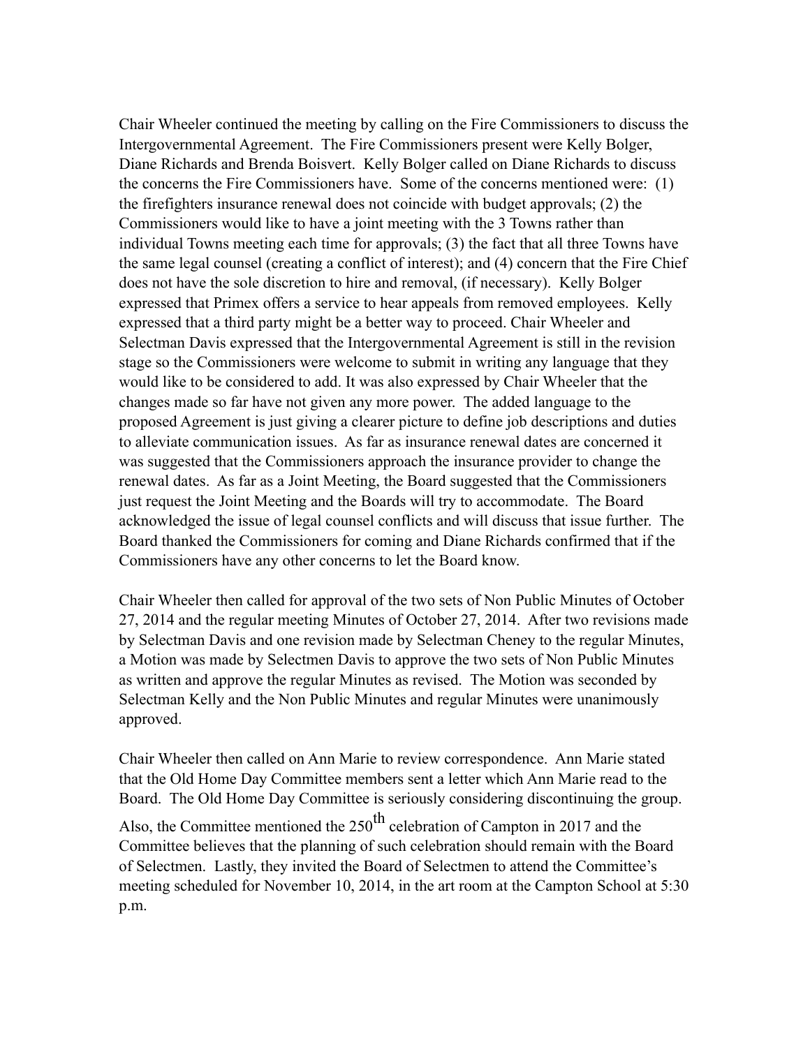Chair Wheeler continued the meeting by calling on the Fire Commissioners to discuss the Intergovernmental Agreement. The Fire Commissioners present were Kelly Bolger, Diane Richards and Brenda Boisvert. Kelly Bolger called on Diane Richards to discuss the concerns the Fire Commissioners have. Some of the concerns mentioned were: (1) the firefighters insurance renewal does not coincide with budget approvals; (2) the Commissioners would like to have a joint meeting with the 3 Towns rather than individual Towns meeting each time for approvals; (3) the fact that all three Towns have the same legal counsel (creating a conflict of interest); and (4) concern that the Fire Chief does not have the sole discretion to hire and removal, (if necessary). Kelly Bolger expressed that Primex offers a service to hear appeals from removed employees. Kelly expressed that a third party might be a better way to proceed. Chair Wheeler and Selectman Davis expressed that the Intergovernmental Agreement is still in the revision stage so the Commissioners were welcome to submit in writing any language that they would like to be considered to add. It was also expressed by Chair Wheeler that the changes made so far have not given any more power. The added language to the proposed Agreement is just giving a clearer picture to define job descriptions and duties to alleviate communication issues. As far as insurance renewal dates are concerned it was suggested that the Commissioners approach the insurance provider to change the renewal dates. As far as a Joint Meeting, the Board suggested that the Commissioners just request the Joint Meeting and the Boards will try to accommodate. The Board acknowledged the issue of legal counsel conflicts and will discuss that issue further. The Board thanked the Commissioners for coming and Diane Richards confirmed that if the Commissioners have any other concerns to let the Board know.

Chair Wheeler then called for approval of the two sets of Non Public Minutes of October 27, 2014 and the regular meeting Minutes of October 27, 2014. After two revisions made by Selectman Davis and one revision made by Selectman Cheney to the regular Minutes, a Motion was made by Selectmen Davis to approve the two sets of Non Public Minutes as written and approve the regular Minutes as revised. The Motion was seconded by Selectman Kelly and the Non Public Minutes and regular Minutes were unanimously approved.

Chair Wheeler then called on Ann Marie to review correspondence. Ann Marie stated that the Old Home Day Committee members sent a letter which Ann Marie read to the Board. The Old Home Day Committee is seriously considering discontinuing the group. Also, the Committee mentioned the 250th celebration of Campton in 2017 and the Committee believes that the planning of such celebration should remain with the Board of Selectmen. Lastly, they invited the Board of Selectmen to attend the Committee's meeting scheduled for November 10, 2014, in the art room at the Campton School at 5:30 p.m.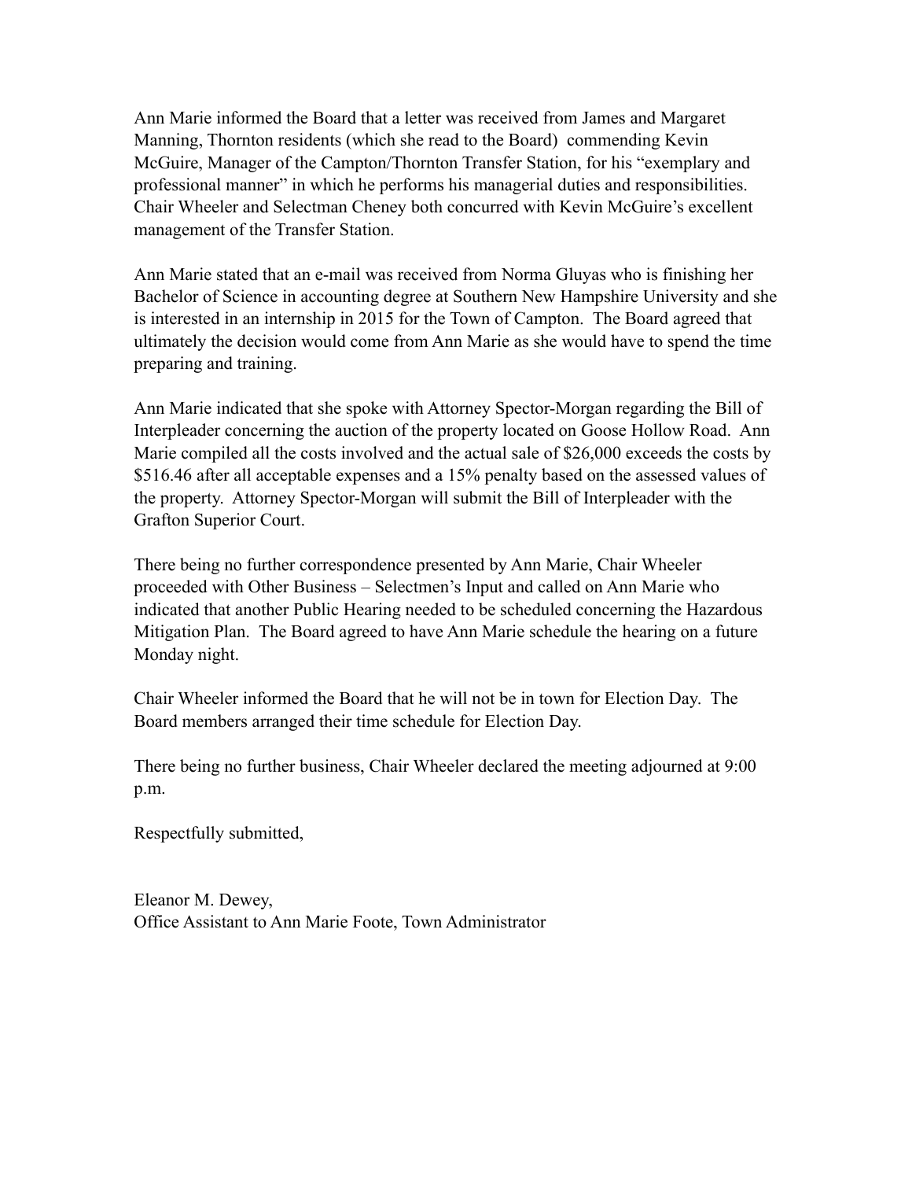Ann Marie informed the Board that a letter was received from James and Margaret Manning, Thornton residents (which she read to the Board) commending Kevin McGuire, Manager of the Campton/Thornton Transfer Station, for his "exemplary and professional manner" in which he performs his managerial duties and responsibilities. Chair Wheeler and Selectman Cheney both concurred with Kevin McGuire's excellent management of the Transfer Station.

Ann Marie stated that an e-mail was received from Norma Gluyas who is finishing her Bachelor of Science in accounting degree at Southern New Hampshire University and she is interested in an internship in 2015 for the Town of Campton. The Board agreed that ultimately the decision would come from Ann Marie as she would have to spend the time preparing and training.

Ann Marie indicated that she spoke with Attorney Spector-Morgan regarding the Bill of Interpleader concerning the auction of the property located on Goose Hollow Road. Ann Marie compiled all the costs involved and the actual sale of $26,000 exceeds the costs by $516.46 after all acceptable expenses and a 15% penalty based on the assessed values of the property. Attorney Spector-Morgan will submit the Bill of Interpleader with the Grafton Superior Court.

There being no further correspondence presented by Ann Marie, Chair Wheeler proceeded with Other Business – Selectmen's Input and called on Ann Marie who indicated that another Public Hearing needed to be scheduled concerning the Hazardous Mitigation Plan. The Board agreed to have Ann Marie schedule the hearing on a future Monday night.

Chair Wheeler informed the Board that he will not be in town for Election Day. The Board members arranged their time schedule for Election Day.

There being no further business, Chair Wheeler declared the meeting adjourned at 9:00 p.m.

Respectfully submitted,

Eleanor M. Dewey,
Office Assistant to Ann Marie Foote, Town Administrator